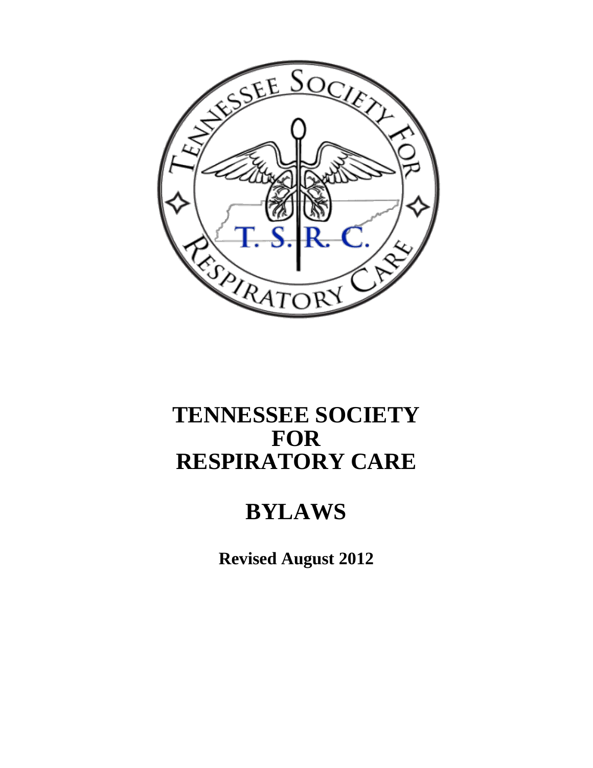# TENNESSEE SOCIETY FOR RESPIRATORY CARE

# BYLAWS

**Revised August 2012**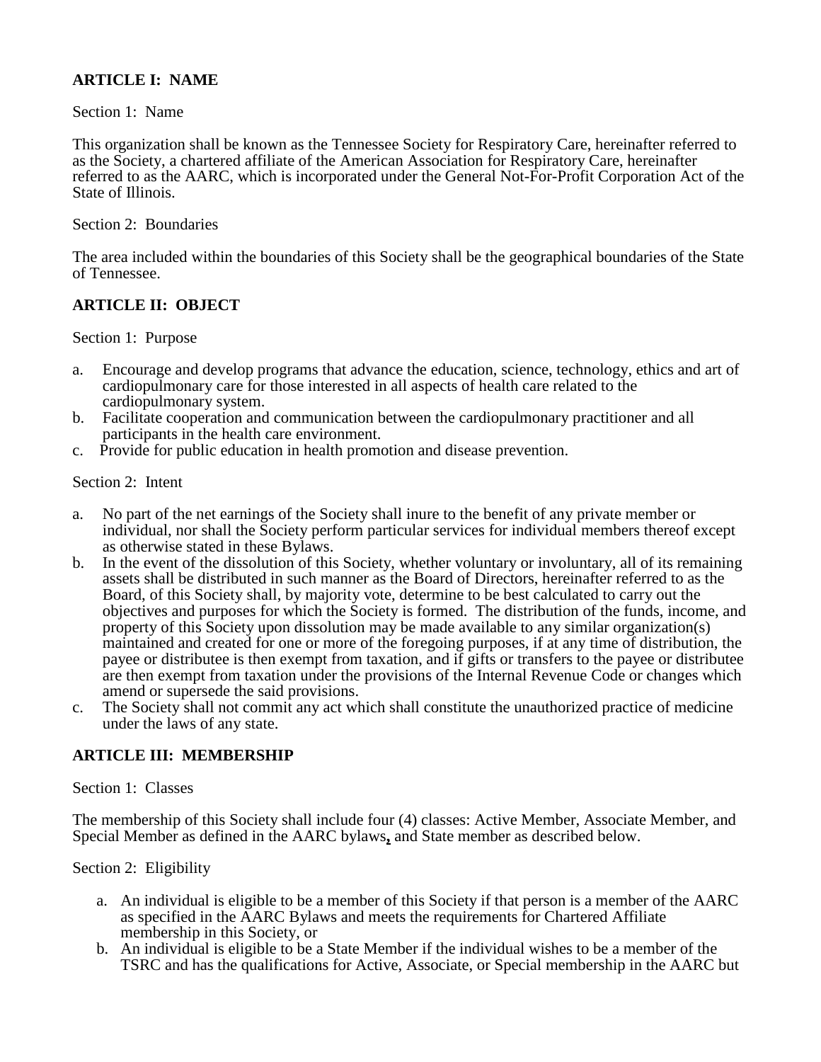## ARTICLE I: NAME

Section 1: Name

This organization shall be known as the Tennessee Society for Respiratory Care, hereinafter referred to as the Society, a chartered affiliate of the American Association for Respiratory Care, hereinafter referred to as the AARC, which is incorporated under the General Not-For-Profit Corporation Act of the State of Illinois.

Section 2: Boundaries

The area included within the boundaries of this Society shall be the geographical boundaries of the State of Tennessee.

## ARTICLE II: OBJECT

Section 1: Purpose

a. Encourage and develop programs that advance the education, science, technology, ethics and art of cardiopulmonary care for those interested in all aspects of health care related to the cardiopulmonary system.
b. Facilitate cooperation and communication between the cardiopulmonary practitioner and all participants in the health care environment.
c. Provide for public education in health promotion and disease prevention.

Section 2: Intent

a. No part of the net earnings of the Society shall inure to the benefit of any private member or individual, nor shall the Society perform particular services for individual members thereof except as otherwise stated in these Bylaws.
b. In the event of the dissolution of this Society, whether voluntary or involuntary, all of its remaining assets shall be distributed in such manner as the Board of Directors, hereinafter referred to as the Board, of this Society shall, by majority vote, determine to be best calculated to carry out the objectives and purposes for which the Society is formed. The distribution of the funds, income, and property of this Society upon dissolution may be made available to any similar organization(s) maintained and created for one or more of the foregoing purposes, if at any time of distribution, the payee or distributee is then exempt from taxation, and if gifts or transfers to the payee or distributee are then exempt from taxation under the provisions of the Internal Revenue Code or changes which amend or supersede the said provisions.
c. The Society shall not commit any act which shall constitute the unauthorized practice of medicine under the laws of any state.

## ARTICLE III: MEMBERSHIP

Section 1: Classes

The membership of this Society shall include four (4) classes: Active Member, Associate Member, and Special Member as defined in the AARC bylaws, and State member as described below.

Section 2: Eligibility

a. An individual is eligible to be a member of this Society if that person is a member of the AARC as specified in the AARC Bylaws and meets the requirements for Chartered Affiliate membership in this Society, or
b. An individual is eligible to be a State Member if the individual wishes to be a member of the TSRC and has the qualifications for Active, Associate, or Special membership in the AARC but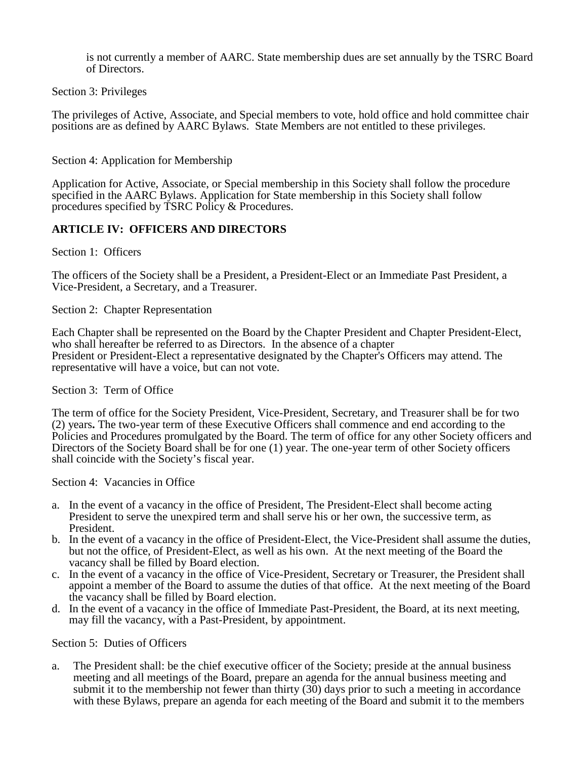is not currently a member of AARC. State membership dues are set annually by the TSRC Board of Directors.

Section 3: Privileges

The privileges of Active, Associate, and Special members to vote, hold office and hold committee chair positions are as defined by AARC Bylaws. State Members are not entitled to these privileges.

Section 4: Application for Membership

Application for Active, Associate, or Special membership in this Society shall follow the procedure specified in the AARC Bylaws. Application for State membership in this Society shall follow procedures specified by TSRC Policy & Procedures.

## ARTICLE IV: OFFICERS AND DIRECTORS

Section 1: Officers

The officers of the Society shall be a President, a President-Elect or an Immediate Past President, a Vice-President, a Secretary, and a Treasurer.

Section 2: Chapter Representation

Each Chapter shall be represented on the Board by the Chapter President and Chapter President-Elect, who shall hereafter be referred to as Directors. In the absence of a chapter President or President-Elect a representative designated by the Chapter's Officers may attend. The representative will have a voice, but can not vote.

Section 3: Term of Office

The term of office for the Society President, Vice-President, Secretary, and Treasurer shall be for two (2) years**.** The two-year term of these Executive Officers shall commence and end according to the Policies and Procedures promulgated by the Board. The term of office for any other Society officers and Directors of the Society Board shall be for one (1) year. The one-year term of other Society officers shall coincide with the Society's fiscal year.

Section 4: Vacancies in Office

a. In the event of a vacancy in the office of President, The President-Elect shall become acting President to serve the unexpired term and shall serve his or her own, the successive term, as President.
b. In the event of a vacancy in the office of President-Elect, the Vice-President shall assume the duties, but not the office, of President-Elect, as well as his own. At the next meeting of the Board the vacancy shall be filled by Board election.
c. In the event of a vacancy in the office of Vice-President, Secretary or Treasurer, the President shall appoint a member of the Board to assume the duties of that office. At the next meeting of the Board the vacancy shall be filled by Board election.
d. In the event of a vacancy in the office of Immediate Past-President, the Board, at its next meeting, may fill the vacancy, with a Past-President, by appointment.

Section 5: Duties of Officers

a. The President shall: be the chief executive officer of the Society; preside at the annual business meeting and all meetings of the Board, prepare an agenda for the annual business meeting and submit it to the membership not fewer than thirty (30) days prior to such a meeting in accordance with these Bylaws, prepare an agenda for each meeting of the Board and submit it to the members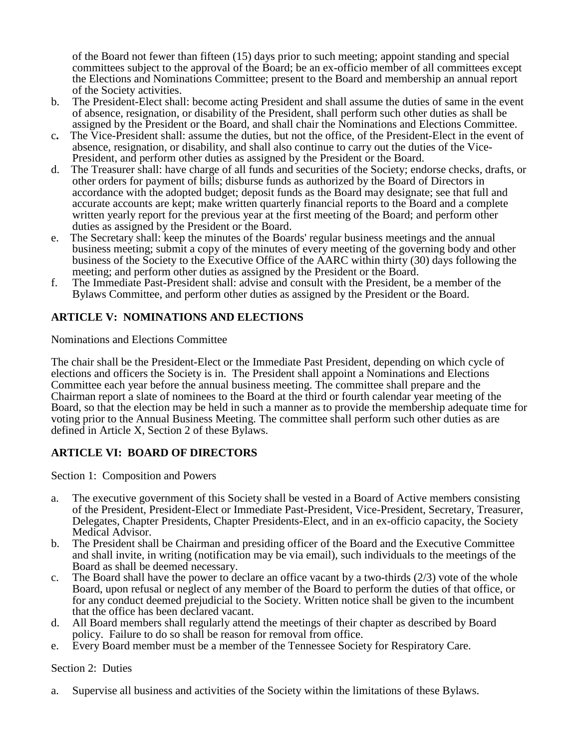of the Board not fewer than fifteen (15) days prior to such meeting; appoint standing and special committees subject to the approval of the Board; be an ex-officio member of all committees except the Elections and Nominations Committee; present to the Board and membership an annual report of the Society activities.

b. The President-Elect shall: become acting President and shall assume the duties of same in the event of absence, resignation, or disability of the President, shall perform such other duties as shall be assigned by the President or the Board, and shall chair the Nominations and Elections Committee.

c. The Vice-President shall: assume the duties, but not the office, of the President-Elect in the event of absence, resignation, or disability, and shall also continue to carry out the duties of the Vice-President, and perform other duties as assigned by the President or the Board.

d. The Treasurer shall: have charge of all funds and securities of the Society; endorse checks, drafts, or other orders for payment of bills; disburse funds as authorized by the Board of Directors in accordance with the adopted budget; deposit funds as the Board may designate; see that full and accurate accounts are kept; make written quarterly financial reports to the Board and a complete written yearly report for the previous year at the first meeting of the Board; and perform other duties as assigned by the President or the Board.

e. The Secretary shall: keep the minutes of the Boards' regular business meetings and the annual business meeting; submit a copy of the minutes of every meeting of the governing body and other business of the Society to the Executive Office of the AARC within thirty (30) days following the meeting; and perform other duties as assigned by the President or the Board.

f. The Immediate Past-President shall: advise and consult with the President, be a member of the Bylaws Committee, and perform other duties as assigned by the President or the Board.

## ARTICLE V: NOMINATIONS AND ELECTIONS

Nominations and Elections Committee

The chair shall be the President-Elect or the Immediate Past President, depending on which cycle of elections and officers the Society is in. The President shall appoint a Nominations and Elections Committee each year before the annual business meeting. The committee shall prepare and the Chairman report a slate of nominees to the Board at the third or fourth calendar year meeting of the Board, so that the election may be held in such a manner as to provide the membership adequate time for voting prior to the Annual Business Meeting. The committee shall perform such other duties as are defined in Article X, Section 2 of these Bylaws.

## ARTICLE VI: BOARD OF DIRECTORS

Section 1: Composition and Powers

a. The executive government of this Society shall be vested in a Board of Active members consisting of the President, President-Elect or Immediate Past-President, Vice-President, Secretary, Treasurer, Delegates, Chapter Presidents, Chapter Presidents-Elect, and in an ex-officio capacity, the Society Medical Advisor.

b. The President shall be Chairman and presiding officer of the Board and the Executive Committee and shall invite, in writing (notification may be via email), such individuals to the meetings of the Board as shall be deemed necessary.

c. The Board shall have the power to declare an office vacant by a two-thirds (2/3) vote of the whole Board, upon refusal or neglect of any member of the Board to perform the duties of that office, or for any conduct deemed prejudicial to the Society. Written notice shall be given to the incumbent that the office has been declared vacant.

d. All Board members shall regularly attend the meetings of their chapter as described by Board policy. Failure to do so shall be reason for removal from office.

e. Every Board member must be a member of the Tennessee Society for Respiratory Care.

Section 2: Duties

a. Supervise all business and activities of the Society within the limitations of these Bylaws.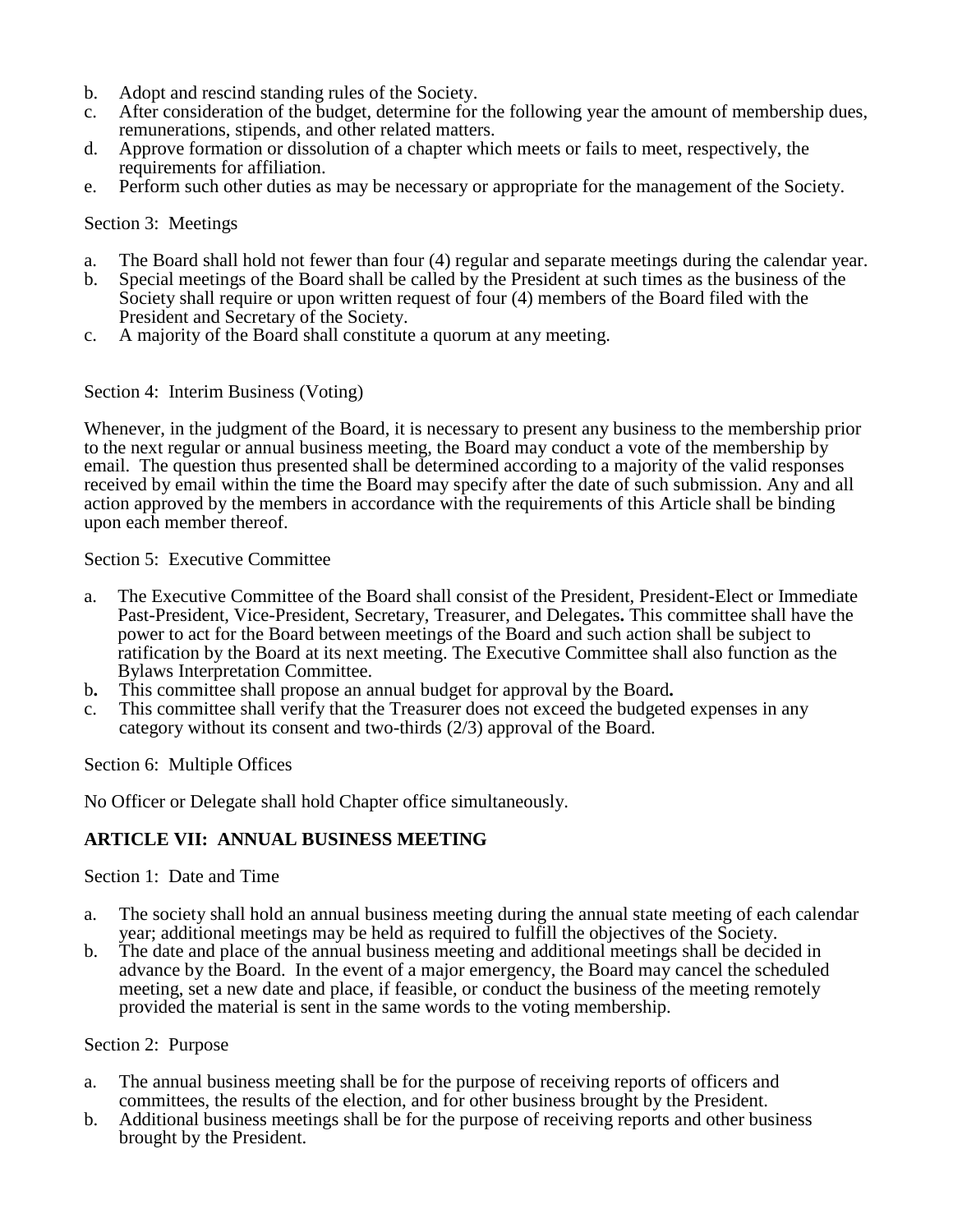b. Adopt and rescind standing rules of the Society.
c. After consideration of the budget, determine for the following year the amount of membership dues, remunerations, stipends, and other related matters.
d. Approve formation or dissolution of a chapter which meets or fails to meet, respectively, the requirements for affiliation.
e. Perform such other duties as may be necessary or appropriate for the management of the Society.

Section 3: Meetings

a. The Board shall hold not fewer than four (4) regular and separate meetings during the calendar year.
b. Special meetings of the Board shall be called by the President at such times as the business of the Society shall require or upon written request of four (4) members of the Board filed with the President and Secretary of the Society.
c. A majority of the Board shall constitute a quorum at any meeting.

Section 4: Interim Business (Voting)

Whenever, in the judgment of the Board, it is necessary to present any business to the membership prior to the next regular or annual business meeting, the Board may conduct a vote of the membership by email. The question thus presented shall be determined according to a majority of the valid responses received by email within the time the Board may specify after the date of such submission. Any and all action approved by the members in accordance with the requirements of this Article shall be binding upon each member thereof.

Section 5: Executive Committee

a. The Executive Committee of the Board shall consist of the President, President-Elect or Immediate Past-President, Vice-President, Secretary, Treasurer, and Delegates**.** This committee shall have the power to act for the Board between meetings of the Board and such action shall be subject to ratification by the Board at its next meeting. The Executive Committee shall also function as the Bylaws Interpretation Committee.
b**.** This committee shall propose an annual budget for approval by the Board**.**
c. This committee shall verify that the Treasurer does not exceed the budgeted expenses in any category without its consent and two-thirds (2/3) approval of the Board.

Section 6: Multiple Offices

No Officer or Delegate shall hold Chapter office simultaneously.

## ARTICLE VII: ANNUAL BUSINESS MEETING

Section 1: Date and Time

a. The society shall hold an annual business meeting during the annual state meeting of each calendar year; additional meetings may be held as required to fulfill the objectives of the Society.
b. The date and place of the annual business meeting and additional meetings shall be decided in advance by the Board. In the event of a major emergency, the Board may cancel the scheduled meeting, set a new date and place, if feasible, or conduct the business of the meeting remotely provided the material is sent in the same words to the voting membership.

Section 2: Purpose

a. The annual business meeting shall be for the purpose of receiving reports of officers and committees, the results of the election, and for other business brought by the President.
b. Additional business meetings shall be for the purpose of receiving reports and other business brought by the President.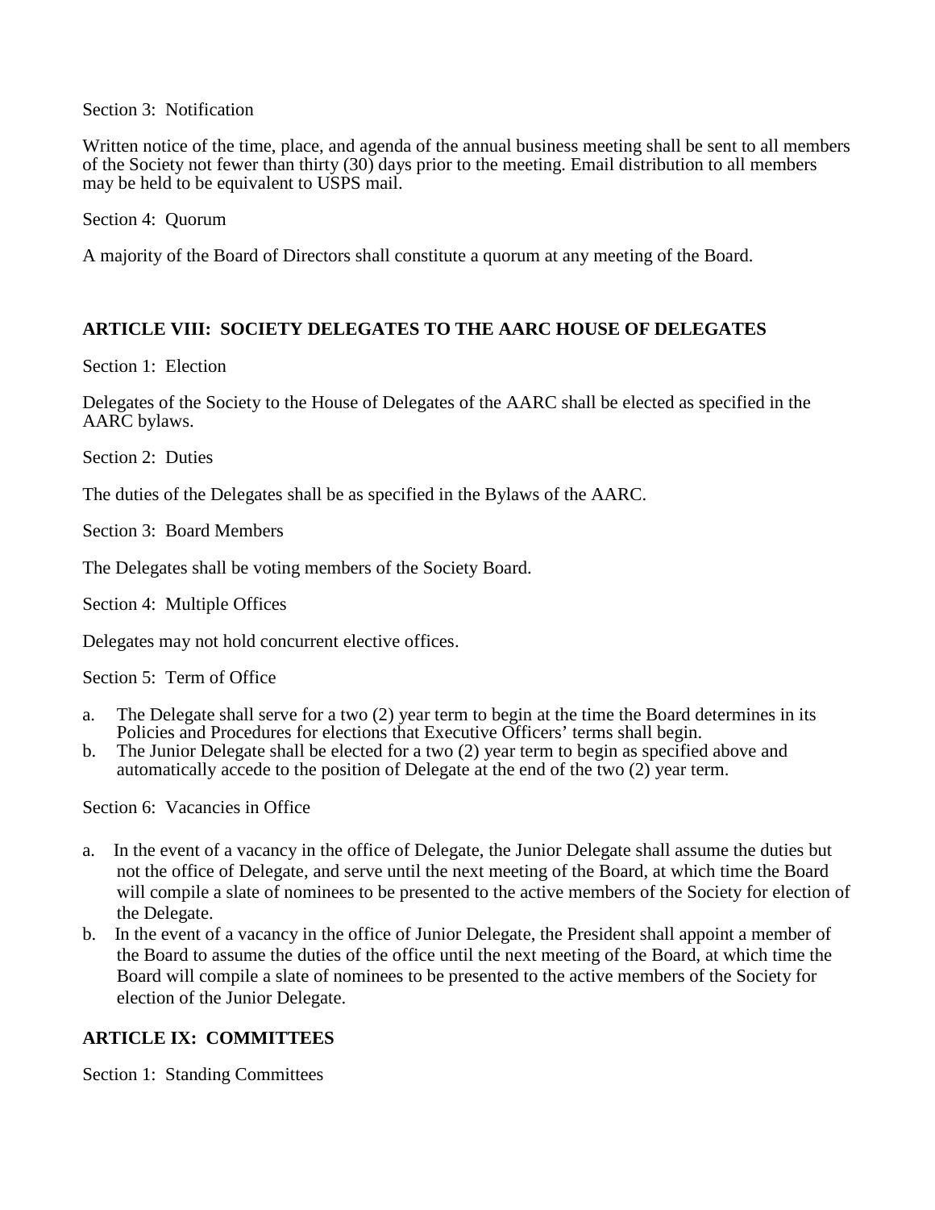Section 3: Notification

Written notice of the time, place, and agenda of the annual business meeting shall be sent to all members of the Society not fewer than thirty (30) days prior to the meeting. Email distribution to all members may be held to be equivalent to USPS mail.

Section 4: Quorum

A majority of the Board of Directors shall constitute a quorum at any meeting of the Board.

## ARTICLE VIII: SOCIETY DELEGATES TO THE AARC HOUSE OF DELEGATES

Section 1: Election

Delegates of the Society to the House of Delegates of the AARC shall be elected as specified in the AARC bylaws.

Section 2: Duties

The duties of the Delegates shall be as specified in the Bylaws of the AARC.

Section 3: Board Members

The Delegates shall be voting members of the Society Board.

Section 4: Multiple Offices

Delegates may not hold concurrent elective offices.

Section 5: Term of Office

a. The Delegate shall serve for a two (2) year term to begin at the time the Board determines in its Policies and Procedures for elections that Executive Officers' terms shall begin.
b. The Junior Delegate shall be elected for a two (2) year term to begin as specified above and automatically accede to the position of Delegate at the end of the two (2) year term.

Section 6: Vacancies in Office

a. In the event of a vacancy in the office of Delegate, the Junior Delegate shall assume the duties but not the office of Delegate, and serve until the next meeting of the Board, at which time the Board will compile a slate of nominees to be presented to the active members of the Society for election of the Delegate.
b. In the event of a vacancy in the office of Junior Delegate, the President shall appoint a member of the Board to assume the duties of the office until the next meeting of the Board, at which time the Board will compile a slate of nominees to be presented to the active members of the Society for election of the Junior Delegate.

## ARTICLE IX: COMMITTEES

Section 1: Standing Committees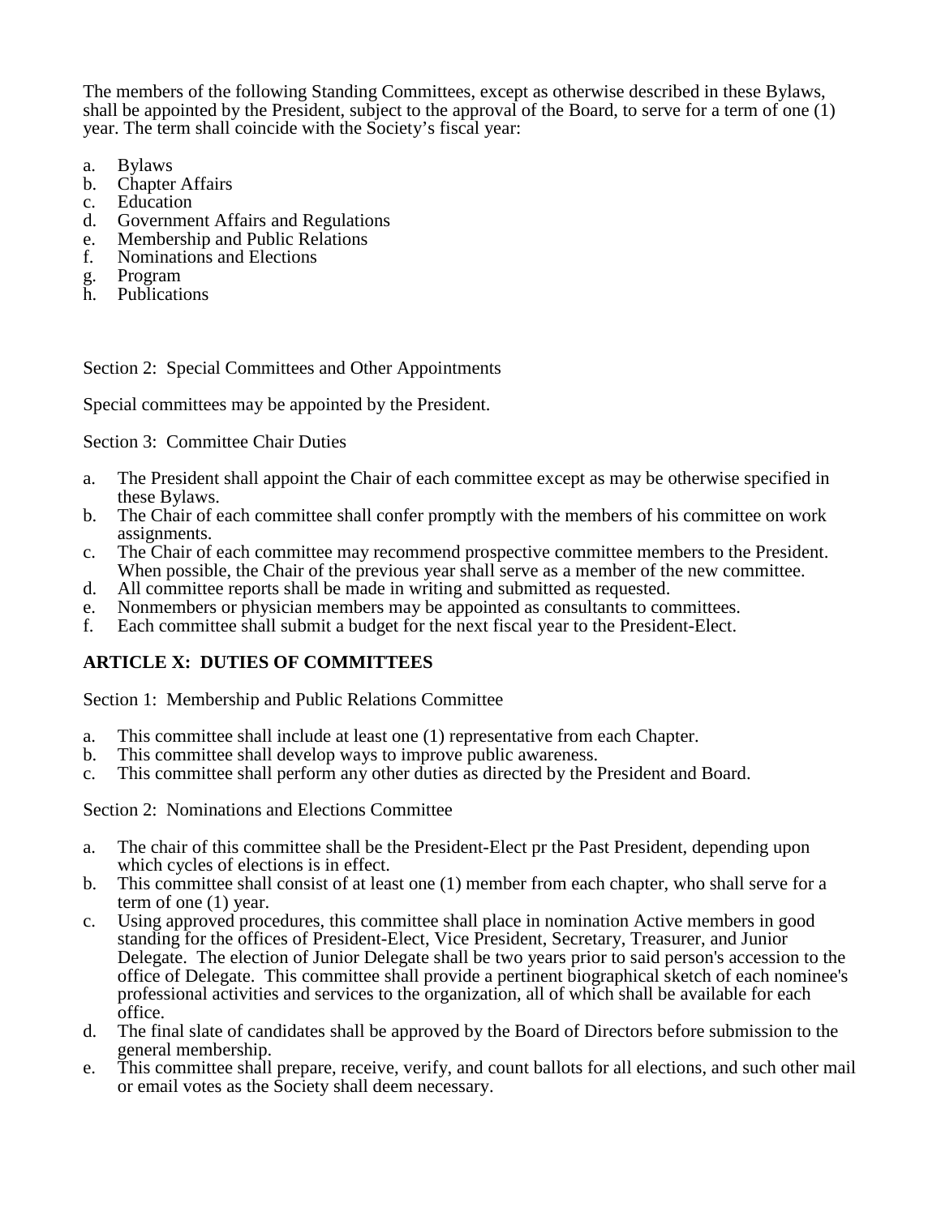The members of the following Standing Committees, except as otherwise described in these Bylaws, shall be appointed by the President, subject to the approval of the Board, to serve for a term of one (1) year. The term shall coincide with the Society's fiscal year:

a. Bylaws
b. Chapter Affairs
c. Education
d. Government Affairs and Regulations
e. Membership and Public Relations
f. Nominations and Elections
g. Program
h. Publications

Section 2: Special Committees and Other Appointments

Special committees may be appointed by the President.

Section 3: Committee Chair Duties

a. The President shall appoint the Chair of each committee except as may be otherwise specified in these Bylaws.
b. The Chair of each committee shall confer promptly with the members of his committee on work assignments.
c. The Chair of each committee may recommend prospective committee members to the President. When possible, the Chair of the previous year shall serve as a member of the new committee.
d. All committee reports shall be made in writing and submitted as requested.
e. Nonmembers or physician members may be appointed as consultants to committees.
f. Each committee shall submit a budget for the next fiscal year to the President-Elect.

## ARTICLE X: DUTIES OF COMMITTEES

Section 1: Membership and Public Relations Committee

a. This committee shall include at least one (1) representative from each Chapter.
b. This committee shall develop ways to improve public awareness.
c. This committee shall perform any other duties as directed by the President and Board.

Section 2: Nominations and Elections Committee

a. The chair of this committee shall be the President-Elect pr the Past President, depending upon which cycles of elections is in effect.
b. This committee shall consist of at least one (1) member from each chapter, who shall serve for a term of one (1) year.
c. Using approved procedures, this committee shall place in nomination Active members in good standing for the offices of President-Elect, Vice President, Secretary, Treasurer, and Junior Delegate. The election of Junior Delegate shall be two years prior to said person's accession to the office of Delegate. This committee shall provide a pertinent biographical sketch of each nominee's professional activities and services to the organization, all of which shall be available for each office.
d. The final slate of candidates shall be approved by the Board of Directors before submission to the general membership.
e. This committee shall prepare, receive, verify, and count ballots for all elections, and such other mail or email votes as the Society shall deem necessary.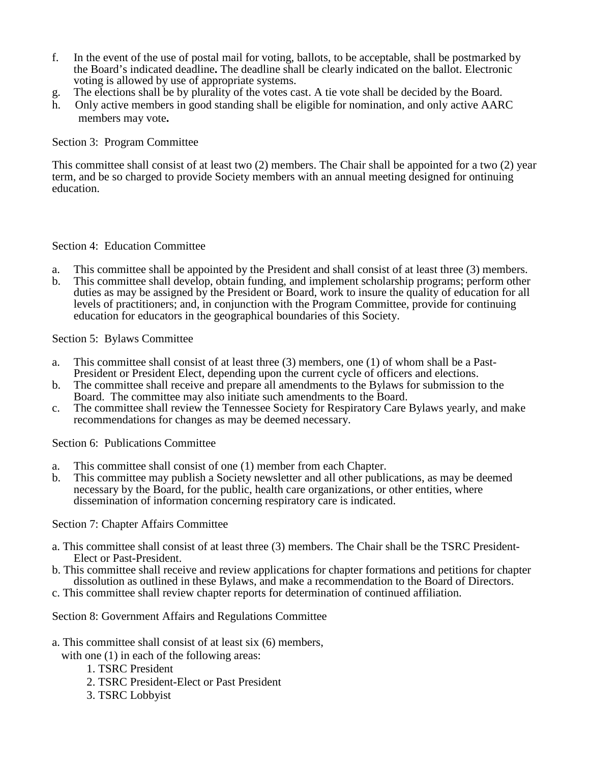f. In the event of the use of postal mail for voting, ballots, to be acceptable, shall be postmarked by the Board's indicated deadline**.** The deadline shall be clearly indicated on the ballot. Electronic voting is allowed by use of appropriate systems.
g. The elections shall be by plurality of the votes cast. A tie vote shall be decided by the Board.
h. Only active members in good standing shall be eligible for nomination, and only active AARC members may vote**.**

Section 3: Program Committee

This committee shall consist of at least two (2) members. The Chair shall be appointed for a two (2) year term, and be so charged to provide Society members with an annual meeting designed for ontinuing education.

Section 4: Education Committee

a. This committee shall be appointed by the President and shall consist of at least three (3) members.
b. This committee shall develop, obtain funding, and implement scholarship programs; perform other duties as may be assigned by the President or Board, work to insure the quality of education for all levels of practitioners; and, in conjunction with the Program Committee, provide for continuing education for educators in the geographical boundaries of this Society.

Section 5: Bylaws Committee

a. This committee shall consist of at least three (3) members, one (1) of whom shall be a Past-President or President Elect, depending upon the current cycle of officers and elections.
b. The committee shall receive and prepare all amendments to the Bylaws for submission to the Board. The committee may also initiate such amendments to the Board.
c. The committee shall review the Tennessee Society for Respiratory Care Bylaws yearly, and make recommendations for changes as may be deemed necessary.

Section 6: Publications Committee

a. This committee shall consist of one (1) member from each Chapter.
b. This committee may publish a Society newsletter and all other publications, as may be deemed necessary by the Board, for the public, health care organizations, or other entities, where dissemination of information concerning respiratory care is indicated.

Section 7: Chapter Affairs Committee

a. This committee shall consist of at least three (3) members. The Chair shall be the TSRC President-Elect or Past-President.
b. This committee shall receive and review applications for chapter formations and petitions for chapter dissolution as outlined in these Bylaws, and make a recommendation to the Board of Directors.
c. This committee shall review chapter reports for determination of continued affiliation.

Section 8: Government Affairs and Regulations Committee

a. This committee shall consist of at least six (6) members, with one (1) in each of the following areas:
    1. TSRC President
    2. TSRC President-Elect or Past President
    3. TSRC Lobbyist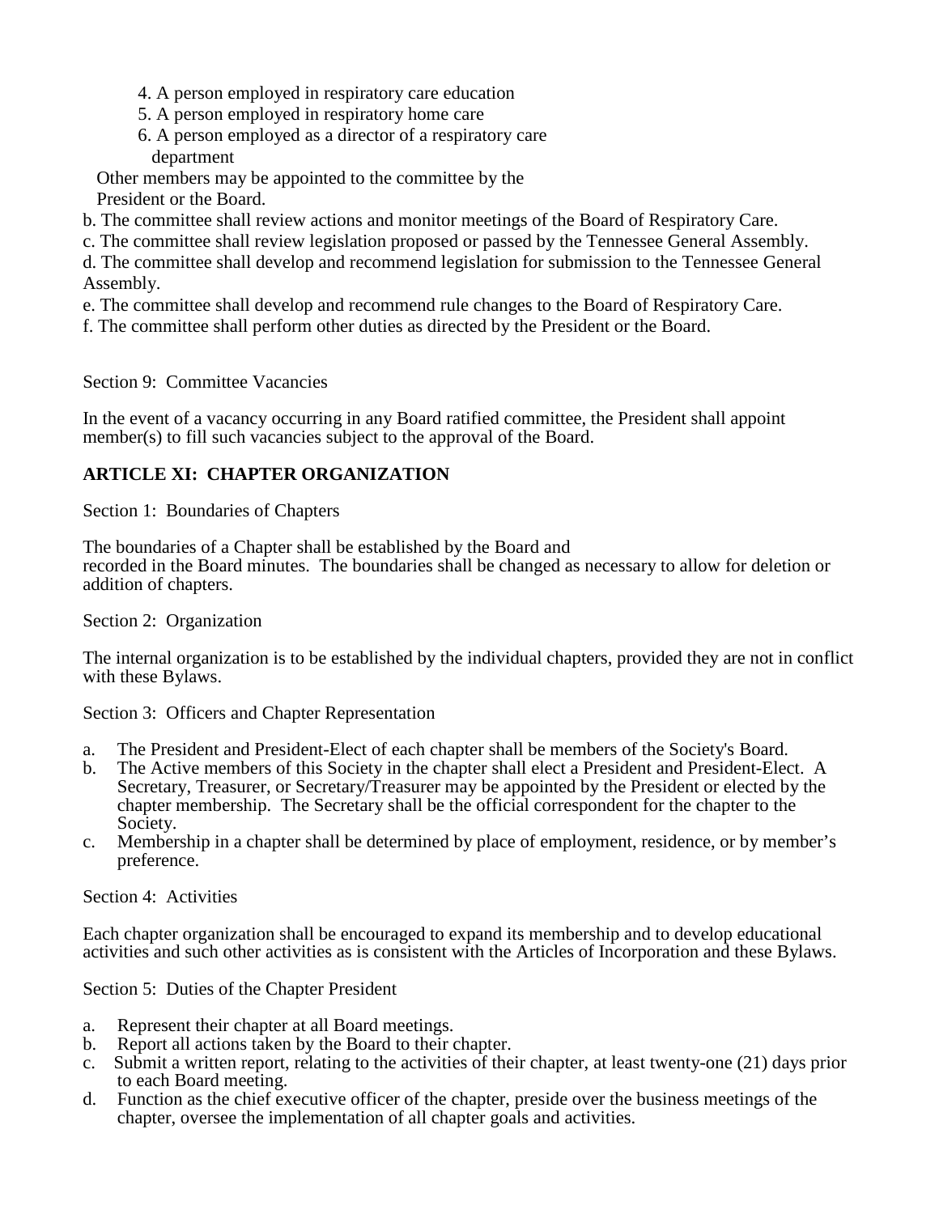4. A person employed in respiratory care education
5. A person employed in respiratory home care
6. A person employed as a director of a respiratory care department

Other members may be appointed to the committee by the President or the Board.

b. The committee shall review actions and monitor meetings of the Board of Respiratory Care.

c. The committee shall review legislation proposed or passed by the Tennessee General Assembly.

d. The committee shall develop and recommend legislation for submission to the Tennessee General Assembly.

e. The committee shall develop and recommend rule changes to the Board of Respiratory Care.

f. The committee shall perform other duties as directed by the President or the Board.

Section 9: Committee Vacancies

In the event of a vacancy occurring in any Board ratified committee, the President shall appoint member(s) to fill such vacancies subject to the approval of the Board.

**ARTICLE XI: CHAPTER ORGANIZATION**

Section 1: Boundaries of Chapters

The boundaries of a Chapter shall be established by the Board and recorded in the Board minutes. The boundaries shall be changed as necessary to allow for deletion or addition of chapters.

Section 2: Organization

The internal organization is to be established by the individual chapters, provided they are not in conflict with these Bylaws.

Section 3: Officers and Chapter Representation

a. The President and President-Elect of each chapter shall be members of the Society's Board.
b. The Active members of this Society in the chapter shall elect a President and President-Elect. A Secretary, Treasurer, or Secretary/Treasurer may be appointed by the President or elected by the chapter membership. The Secretary shall be the official correspondent for the chapter to the Society.
c. Membership in a chapter shall be determined by place of employment, residence, or by member's preference.

Section 4: Activities

Each chapter organization shall be encouraged to expand its membership and to develop educational activities and such other activities as is consistent with the Articles of Incorporation and these Bylaws.

Section 5: Duties of the Chapter President

a. Represent their chapter at all Board meetings.
b. Report all actions taken by the Board to their chapter.
c. Submit a written report, relating to the activities of their chapter, at least twenty-one (21) days prior to each Board meeting.
d. Function as the chief executive officer of the chapter, preside over the business meetings of the chapter, oversee the implementation of all chapter goals and activities.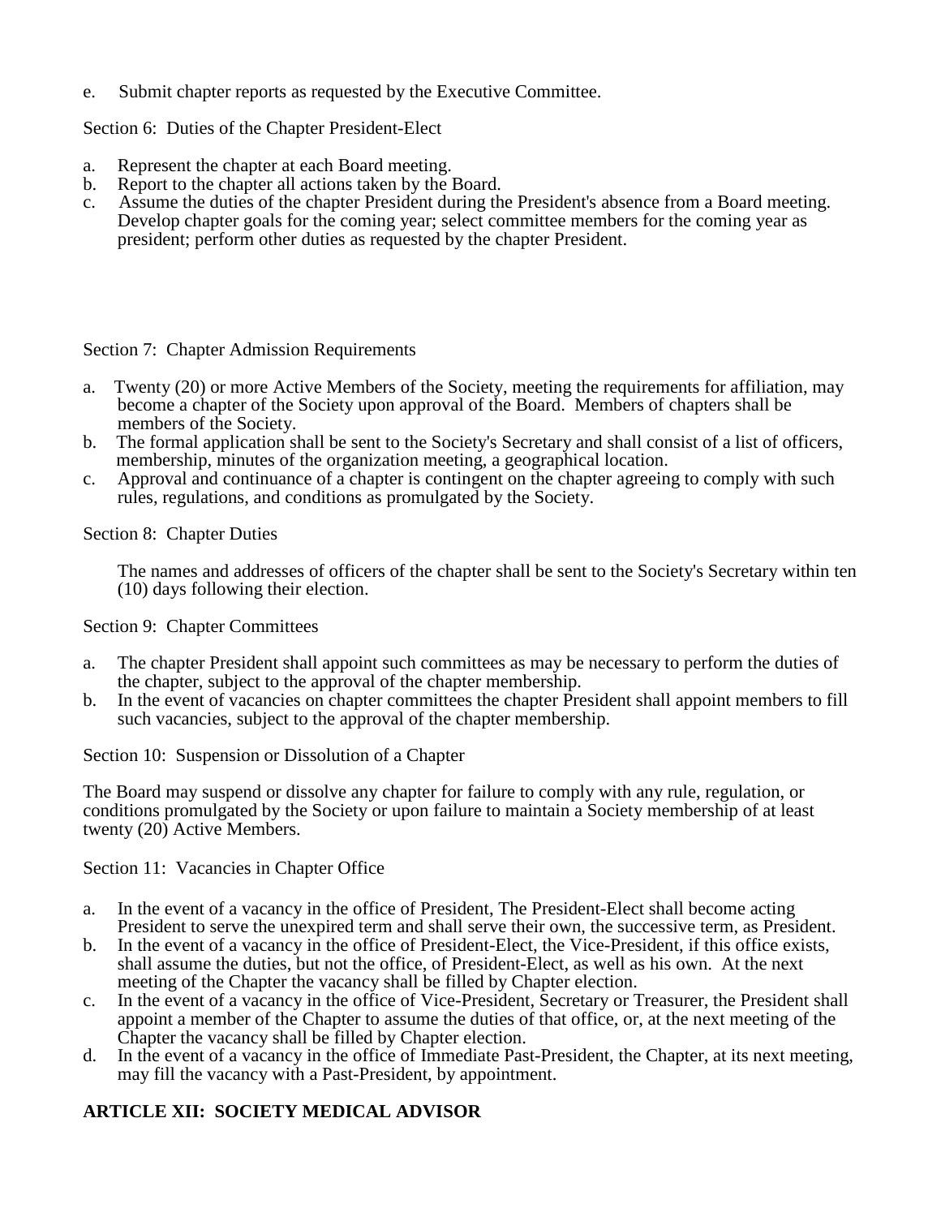e. Submit chapter reports as requested by the Executive Committee.

Section 6: Duties of the Chapter President-Elect

a. Represent the chapter at each Board meeting.
b. Report to the chapter all actions taken by the Board.
c. Assume the duties of the chapter President during the President's absence from a Board meeting. Develop chapter goals for the coming year; select committee members for the coming year as president; perform other duties as requested by the chapter President.

Section 7: Chapter Admission Requirements

a. Twenty (20) or more Active Members of the Society, meeting the requirements for affiliation, may become a chapter of the Society upon approval of the Board. Members of chapters shall be members of the Society.
b. The formal application shall be sent to the Society's Secretary and shall consist of a list of officers, membership, minutes of the organization meeting, a geographical location.
c. Approval and continuance of a chapter is contingent on the chapter agreeing to comply with such rules, regulations, and conditions as promulgated by the Society.

Section 8: Chapter Duties

The names and addresses of officers of the chapter shall be sent to the Society's Secretary within ten (10) days following their election.

Section 9: Chapter Committees

a. The chapter President shall appoint such committees as may be necessary to perform the duties of the chapter, subject to the approval of the chapter membership.
b. In the event of vacancies on chapter committees the chapter President shall appoint members to fill such vacancies, subject to the approval of the chapter membership.

Section 10: Suspension or Dissolution of a Chapter

The Board may suspend or dissolve any chapter for failure to comply with any rule, regulation, or conditions promulgated by the Society or upon failure to maintain a Society membership of at least twenty (20) Active Members.

Section 11: Vacancies in Chapter Office

a. In the event of a vacancy in the office of President, The President-Elect shall become acting President to serve the unexpired term and shall serve their own, the successive term, as President.
b. In the event of a vacancy in the office of President-Elect, the Vice-President, if this office exists, shall assume the duties, but not the office, of President-Elect, as well as his own. At the next meeting of the Chapter the vacancy shall be filled by Chapter election.
c. In the event of a vacancy in the office of Vice-President, Secretary or Treasurer, the President shall appoint a member of the Chapter to assume the duties of that office, or, at the next meeting of the Chapter the vacancy shall be filled by Chapter election.
d. In the event of a vacancy in the office of Immediate Past-President, the Chapter, at its next meeting, may fill the vacancy with a Past-President, by appointment.

**ARTICLE XII: SOCIETY MEDICAL ADVISOR**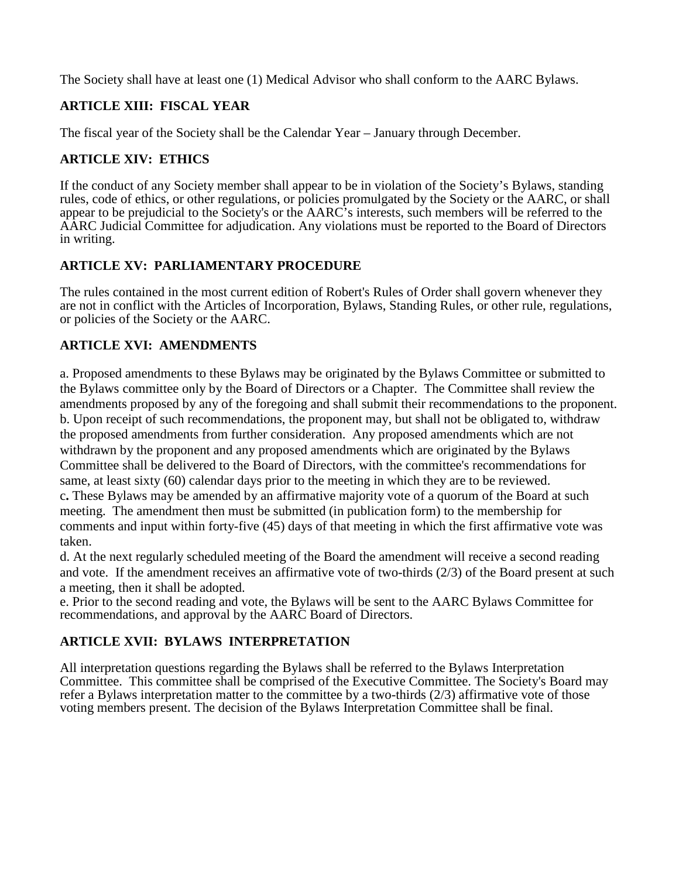The Society shall have at least one (1) Medical Advisor who shall conform to the AARC Bylaws.

## ARTICLE XIII: FISCAL YEAR

The fiscal year of the Society shall be the Calendar Year – January through December.

## ARTICLE XIV: ETHICS

If the conduct of any Society member shall appear to be in violation of the Society's Bylaws, standing rules, code of ethics, or other regulations, or policies promulgated by the Society or the AARC, or shall appear to be prejudicial to the Society's or the AARC's interests, such members will be referred to the AARC Judicial Committee for adjudication. Any violations must be reported to the Board of Directors in writing.

## ARTICLE XV: PARLIAMENTARY PROCEDURE

The rules contained in the most current edition of Robert's Rules of Order shall govern whenever they are not in conflict with the Articles of Incorporation, Bylaws, Standing Rules, or other rule, regulations, or policies of the Society or the AARC.

## ARTICLE XVI: AMENDMENTS

a. Proposed amendments to these Bylaws may be originated by the Bylaws Committee or submitted to the Bylaws committee only by the Board of Directors or a Chapter. The Committee shall review the amendments proposed by any of the foregoing and shall submit their recommendations to the proponent.
b. Upon receipt of such recommendations, the proponent may, but shall not be obligated to, withdraw the proposed amendments from further consideration. Any proposed amendments which are not withdrawn by the proponent and any proposed amendments which are originated by the Bylaws Committee shall be delivered to the Board of Directors, with the committee's recommendations for same, at least sixty (60) calendar days prior to the meeting in which they are to be reviewed.
c**.** These Bylaws may be amended by an affirmative majority vote of a quorum of the Board at such meeting. The amendment then must be submitted (in publication form) to the membership for comments and input within forty-five (45) days of that meeting in which the first affirmative vote was taken.
d. At the next regularly scheduled meeting of the Board the amendment will receive a second reading and vote. If the amendment receives an affirmative vote of two-thirds (2/3) of the Board present at such a meeting, then it shall be adopted.
e. Prior to the second reading and vote, the Bylaws will be sent to the AARC Bylaws Committee for recommendations, and approval by the AARC Board of Directors.

## ARTICLE XVII: BYLAWS INTERPRETATION

All interpretation questions regarding the Bylaws shall be referred to the Bylaws Interpretation Committee. This committee shall be comprised of the Executive Committee. The Society's Board may refer a Bylaws interpretation matter to the committee by a two-thirds (2/3) affirmative vote of those voting members present. The decision of the Bylaws Interpretation Committee shall be final.